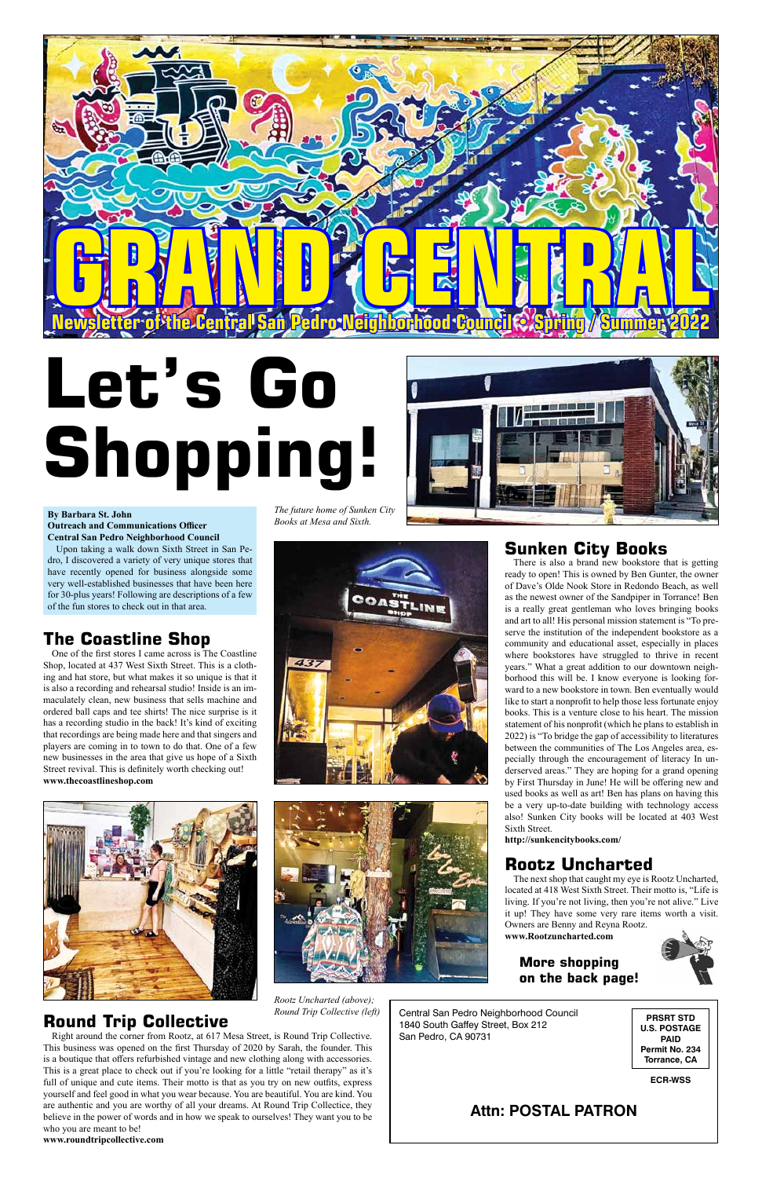# GRAND CENTRAL

**Newsletter of the Central San Pedro Neighborhood Council • Spring / Summer 2022**

# Let's Go Shopping!

**By Barbara St. John**
**Outreach and Communications Officer**
**Central San Pedro Neighborhood Council**

Upon taking a walk down Sixth Street in San Pedro, I discovered a variety of very unique stores that have recently opened for business alongside some very well-established businesses that have been here for 30-plus years! Following are descriptions of a few of the fun stores to check out in that area.

*The future home of Sunken City Books at Mesa and Sixth.*

## The Coastline Shop

One of the first stores I came across is The Coastline Shop, located at 437 West Sixth Street. This is a clothing and hat store, but what makes it so unique is that it is also a recording and rehearsal studio! Inside is an immaculately clean, new business that sells machine and ordered ball caps and tee shirts! The nice surprise is it has a recording studio in the back! It's kind of exciting that recordings are being made here and that singers and players are coming in to town to do that. One of a few new businesses in the area that give us hope of a Sixth Street revival. This is definitely worth checking out!
**www.thecoastlineshop.com**

## Sunken City Books

There is also a brand new bookstore that is getting ready to open! This is owned by Ben Gunter, the owner of Dave's Olde Nook Store in Redondo Beach, as well as the newest owner of the Sandpiper in Torrance! Ben is a really great gentleman who loves bringing books and art to all! His personal mission statement is "To preserve the institution of the independent bookstore as a community and educational asset, especially in places where bookstores have struggled to thrive in recent years." What a great addition to our downtown neighborhood this will be. I know everyone is looking forward to a new bookstore in town. Ben eventually would like to start a nonprofit to help those less fortunate enjoy books. This is a venture close to his heart. The mission statement of his nonprofit (which he plans to establish in 2022) is "To bridge the gap of accessibility to literatures between the communities of The Los Angeles area, especially through the encouragement of literacy In underserved areas." They are hoping for a grand opening by First Thursday in June! He will be offering new and used books as well as art! Ben has plans on having this be a very up-to-date building with technology access also! Sunken City books will be located at 403 West Sixth Street.
**http://sunkencitybooks.com/**

## Rootz Uncharted

The next shop that caught my eye is Rootz Uncharted, located at 418 West Sixth Street. Their motto is, "Life is living. If you're not living, then you're not alive." Live it up! They have some very rare items worth a visit. Owners are Benny and Reyna Rootz.
**www.Rootzuncharted.com**

**More shopping on the back page!**

*Rootz Uncharted (above); Round Trip Collective (left)*

## Round Trip Collective

Right around the corner from Rootz, at 617 Mesa Street, is Round Trip Collective. This business was opened on the first Thursday of 2020 by Sarah, the founder. This is a boutique that offers refurbished vintage and new clothing along with accessories. This is a great place to check out if you're looking for a little "retail therapy" as it's full of unique and cute items. Their motto is that as you try on new outfits, express yourself and feel good in what you wear because. You are beautiful. You are kind. You are authentic and you are worthy of all your dreams. At Round Trip Collective, they believe in the power of words and in how we speak to ourselves! They want you to be who you are meant to be!
**www.roundtripcollective.com**

Central San Pedro Neighborhood Council
1840 South Gaffey Street, Box 212
San Pedro, CA 90731

**PRSRT STD**
**U.S. POSTAGE**
**PAID**
**Permit No. 234**
**Torrance, CA**

**ECR-WSS**

**Attn: POSTAL PATRON**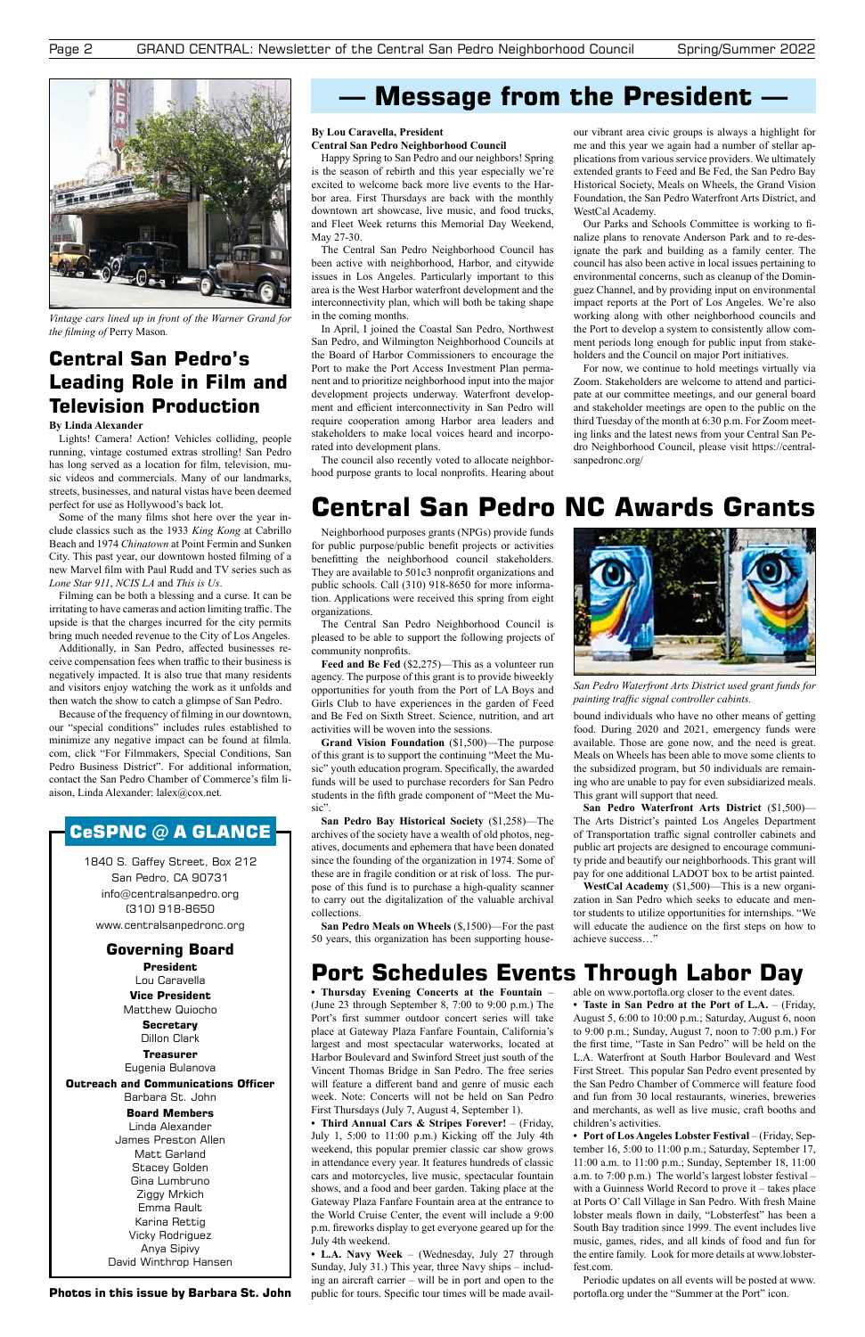*Vintage cars lined up in front of the Warner Grand for the filming of* Perry Mason.

## Central San Pedro's Leading Role in Film and Television Production

**By Linda Alexander**

Lights! Camera! Action! Vehicles colliding, people running, vintage costumed extras strolling! San Pedro has long served as a location for film, television, music videos and commercials. Many of our landmarks, streets, businesses, and natural vistas have been deemed perfect for use as Hollywood's back lot.

Some of the many films shot here over the year include classics such as the 1933 *King Kong* at Cabrillo Beach and 1974 *Chinatown* at Point Fermin and Sunken City. This past year, our downtown hosted filming of a new Marvel film with Paul Rudd and TV series such as *Lone Star 911*, *NCIS LA* and *This is Us*.

Filming can be both a blessing and a curse. It can be irritating to have cameras and action limiting traffic. The upside is that the charges incurred for the city permits bring much needed revenue to the City of Los Angeles.

Additionally, in San Pedro, affected businesses receive compensation fees when traffic to their business is negatively impacted. It is also true that many residents and visitors enjoy watching the work as it unfolds and then watch the show to catch a glimpse of San Pedro.

Because of the frequency of filming in our downtown, our "special conditions" includes rules established to minimize any negative impact can be found at filmla.com, click "For Filmmakers, Special Conditions, San Pedro Business District". For additional information, contact the San Pedro Chamber of Commerce's film liaison, Linda Alexander: lalex@cox.net.

## CeSPNC @ A GLANCE

1840 S. Gaffey Street, Box 212
San Pedro, CA 90731
info@centralsanpedro.org
(310) 918-8650
www.centralsanpedronc.org

### Governing Board

**President**
Lou Caravella

**Vice President**
Matthew Quiocho

**Secretary**
Dillon Clark

**Treasurer**
Eugenia Bulanova

**Outreach and Communications Officer**
Barbara St. John

**Board Members**
Linda Alexander
James Preston Allen
Matt Garland
Stacey Golden
Gina Lumbruno
Ziggy Mrkich
Emma Rault
Karina Rettig
Vicky Rodriguez
Anya Sipivy
David Winthrop Hansen

**Photos in this issue by Barbara St. John**

## — Message from the President —

**By Lou Caravella, President**
**Central San Pedro Neighborhood Council**

Happy Spring to San Pedro and our neighbors! Spring is the season of rebirth and this year especially we're excited to welcome back more live events to the Harbor area. First Thursdays are back with the monthly downtown art showcase, live music, and food trucks, and Fleet Week returns this Memorial Day Weekend, May 27-30.

The Central San Pedro Neighborhood Council has been active with neighborhood, Harbor, and citywide issues in Los Angeles. Particularly important to this area is the West Harbor waterfront development and the interconnectivity plan, which will both be taking shape in the coming months.

In April, I joined the Coastal San Pedro, Northwest San Pedro, and Wilmington Neighborhood Councils at the Board of Harbor Commissioners to encourage the Port to make the Port Access Investment Plan permanent and to prioritize neighborhood input into the major development projects underway. Waterfront development and efficient interconnectivity in San Pedro will require cooperation among Harbor area leaders and stakeholders to make local voices heard and incorporated into development plans.

The council also recently voted to allocate neighborhood purpose grants to local nonprofits. Hearing about our vibrant area civic groups is always a highlight for me and this year we again had a number of stellar applications from various service providers. We ultimately extended grants to Feed and Be Fed, the San Pedro Bay Historical Society, Meals on Wheels, the Grand Vision Foundation, the San Pedro Waterfront Arts District, and WestCal Academy.

Our Parks and Schools Committee is working to finalize plans to renovate Anderson Park and to re-designate the park and building as a family center. The council has also been active in local issues pertaining to environmental concerns, such as cleanup of the Dominguez Channel, and by providing input on environmental impact reports at the Port of Los Angeles. We're also working along with other neighborhood councils and the Port to develop a system to consistently allow comment periods long enough for public input from stakeholders and the Council on major Port initiatives.

For now, we continue to hold meetings virtually via Zoom. Stakeholders are welcome to attend and participate at our committee meetings, and our general board and stakeholder meetings are open to the public on the third Tuesday of the month at 6:30 p.m. For Zoom meeting links and the latest news from your Central San Pedro Neighborhood Council, please visit https://centralsanpedronc.org/

## Central San Pedro NC Awards Grants

Neighborhood purposes grants (NPGs) provide funds for public purpose/public benefit projects or activities benefitting the neighborhood council stakeholders. They are available to 501c3 nonprofit organizations and public schools. Call (310) 918-8650 for more information. Applications were received this spring from eight organizations.

The Central San Pedro Neighborhood Council is pleased to be able to support the following projects of community nonprofits.

**Feed and Be Fed** ($2,275)—This as a volunteer run agency. The purpose of this grant is to provide biweekly opportunities for youth from the Port of LA Boys and Girls Club to have experiences in the garden of Feed and Be Fed on Sixth Street. Science, nutrition, and art activities will be woven into the sessions.

**Grand Vision Foundation** ($1,500)—The purpose of this grant is to support the continuing "Meet the Music" youth education program. Specifically, the awarded funds will be used to purchase recorders for San Pedro students in the fifth grade component of "Meet the Music".

**San Pedro Bay Historical Society** ($1,258)—The archives of the society have a wealth of old photos, negatives, documents and ephemera that have been donated since the founding of the organization in 1974. Some of these are in fragile condition or at risk of loss. The purpose of this fund is to purchase a high-quality scanner to carry out the digitalization of the valuable archival collections.

**San Pedro Meals on Wheels** ($,1500)—For the past 50 years, this organization has been supporting housebound individuals who have no other means of getting food. During 2020 and 2021, emergency funds were available. Those are gone now, and the need is great. Meals on Wheels has been able to move some clients to the subsidized program, but 50 individuals are remaining who are unable to pay for even subsidiarized meals. This grant will support that need.

*San Pedro Waterfront Arts District used grant funds for painting traffic signal controller cabinets.*

**San Pedro Waterfront Arts District** ($1,500)—The Arts District's painted Los Angeles Department of Transportation traffic signal controller cabinets and public art projects are designed to encourage community pride and beautify our neighborhoods. This grant will pay for one additional LADOT box to be artist painted.

**WestCal Academy** ($1,500)—This is a new organization in San Pedro which seeks to educate and mentor students to utilize opportunities for internships. "We will educate the audience on the first steps on how to achieve success…"

## Port Schedules Events Through Labor Day

**• Thursday Evening Concerts at the Fountain** – (June 23 through September 8, 7:00 to 9:00 p.m.) The Port's first summer outdoor concert series will take place at Gateway Plaza Fanfare Fountain, California's largest and most spectacular waterworks, located at Harbor Boulevard and Swinford Street just south of the Vincent Thomas Bridge in San Pedro. The free series will feature a different band and genre of music each week. Note: Concerts will not be held on San Pedro First Thursdays (July 7, August 4, September 1).

**• Third Annual Cars & Stripes Forever!** – (Friday, July 1, 5:00 to 11:00 p.m.) Kicking off the July 4th weekend, this popular premier classic car show grows in attendance every year. It features hundreds of classic cars and motorcycles, live music, spectacular fountain shows, and a food and beer garden. Taking place at the Gateway Plaza Fanfare Fountain area at the entrance to the World Cruise Center, the event will include a 9:00 p.m. fireworks display to get everyone geared up for the July 4th weekend.

**• L.A. Navy Week** – (Wednesday, July 27 through Sunday, July 31.) This year, three Navy ships – including an aircraft carrier – will be in port and open to the public for tours. Specific tour times will be made available on www.portofla.org closer to the event dates.

**• Taste in San Pedro at the Port of L.A.** – (Friday, August 5, 6:00 to 10:00 p.m.; Saturday, August 6, noon to 9:00 p.m.; Sunday, August 7, noon to 7:00 p.m.) For the first time, "Taste in San Pedro" will be held on the L.A. Waterfront at South Harbor Boulevard and West First Street. This popular San Pedro event presented by the San Pedro Chamber of Commerce will feature food and fun from 30 local restaurants, wineries, breweries and merchants, as well as live music, craft booths and children's activities.

**• Port of Los Angeles Lobster Festival** – (Friday, September 16, 5:00 to 11:00 p.m.; Saturday, September 17, 11:00 a.m. to 11:00 p.m.; Sunday, September 18, 11:00 a.m. to 7:00 p.m.) The world's largest lobster festival – with a Guinness World Record to prove it – takes place at Ports O' Call Village in San Pedro. With fresh Maine lobster meals flown in daily, "Lobsterfest" has been a South Bay tradition since 1999. The event includes live music, games, rides, and all kinds of food and fun for the entire family. Look for more details at www.lobsterfest.com.

Periodic updates on all events will be posted at www.portofla.org under the "Summer at the Port" icon.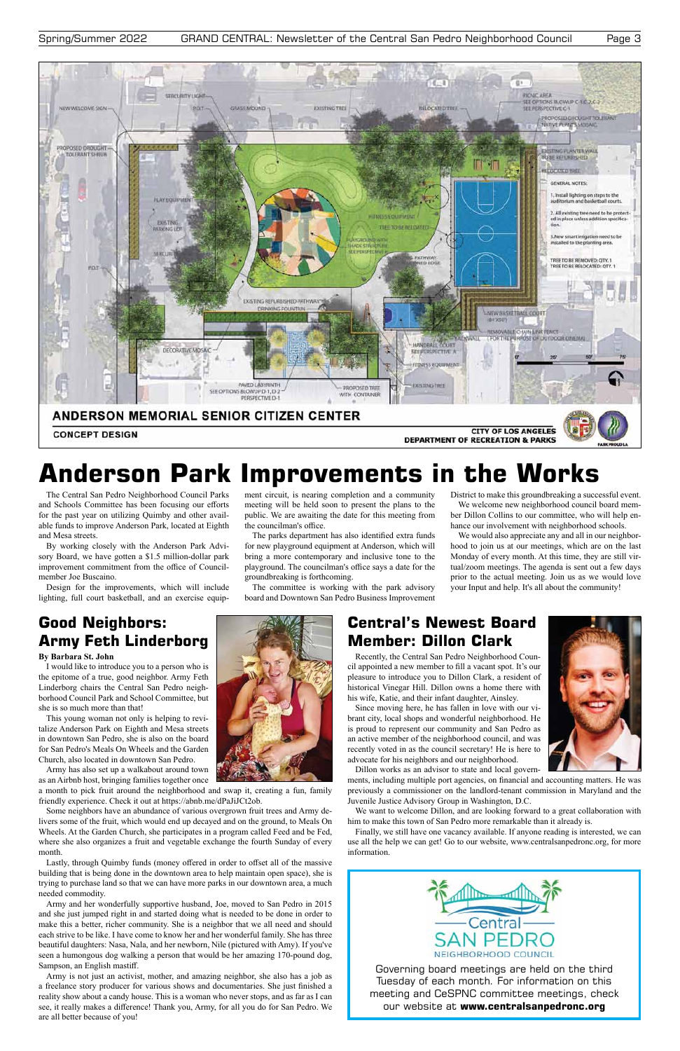ANDERSON MEMORIAL SENIOR CITIZEN CENTER

CONCEPT DESIGN

CITY OF LOS ANGELES
DEPARTMENT OF RECREATION & PARKS

# Anderson Park Improvements in the Works

The Central San Pedro Neighborhood Council Parks and Schools Committee has been focusing our efforts for the past year on utilizing Quimby and other available funds to improve Anderson Park, located at Eighth and Mesa streets.

By working closely with the Anderson Park Advisory Board, we have gotten a $1.5 million-dollar park improvement commitment from the office of Councilmember Joe Buscaino.

Design for the improvements, which will include lighting, full court basketball, and an exercise equipment circuit, is nearing completion and a community meeting will be held soon to present the plans to the public. We are awaiting the date for this meeting from the councilman's office.

The parks department has also identified extra funds for new playground equipment at Anderson, which will bring a more contemporary and inclusive tone to the playground. The councilman's office says a date for the groundbreaking is forthcoming.

The committee is working with the park advisory board and Downtown San Pedro Business Improvement District to make this groundbreaking a successful event.

We welcome new neighborhood council board member Dillon Collins to our committee, who will help enhance our involvement with neighborhood schools.

We would also appreciate any and all in our neighborhood to join us at our meetings, which are on the last Monday of every month. At this time, they are still virtual/zoom meetings. The agenda is sent out a few days prior to the actual meeting. Join us as we would love your Input and help. It's all about the community!

## Good Neighbors: Army Feth Linderborg

**By Barbara St. John**

I would like to introduce you to a person who is the epitome of a true, good neighbor. Army Feth Linderborg chairs the Central San Pedro Neighborhood Council Park and School Committee, but she is so much more than that!

This young woman not only is helping to revitalize Anderson Park on Eighth and Mesa streets in downtown San Pedro, she is also on the board for San Pedro's Meals On Wheels and the Garden Church, also located in downtown San Pedro.

Army has also set up a walkabout around town as an Airbnb host, bringing families together once a month to pick fruit around the neighborhood and swap it, creating a fun, family friendly experience. Check it out at https://abnb.me/dPaJiJCt2ob.

Some neighbors have an abundance of various overgrown fruit trees and Army delivers some of the fruit, which would end up decayed and on the ground, to Meals On Wheels. At the Garden Church, she participates in a program called Feed and be Fed, where she also organizes a fruit and vegetable exchange the fourth Sunday of every month.

Lastly, through Quimby funds (money offered in order to offset all of the massive building that is being done in the downtown area to help maintain open space), she is trying to purchase land so that we can have more parks in our downtown area, a much needed commodity.

Army and her wonderfully supportive husband, Joe, moved to San Pedro in 2015 and she just jumped right in and started doing what is needed to be done in order to make this a better, richer community. She is a neighbor that we all need and should each strive to be like. I have come to know her and her wonderful family. She has three beautiful daughters: Nasa, Nala, and her newborn, Nile (pictured with Amy). If you've seen a humongous dog walking a person that would be her amazing 170-pound dog, Sampson, an English mastiff.

Army is not just an activist, mother, and amazing neighbor, she also has a job as a freelance story producer for various shows and documentaries. She just finished a reality show about a candy house. This is a woman who never stops, and as far as I can see, it really makes a difference! Thank you, Army, for all you do for San Pedro. We are all better because of you!

## Central's Newest Board Member: Dillon Clark

Recently, the Central San Pedro Neighborhood Council appointed a new member to fill a vacant spot. It's our pleasure to introduce you to Dillon Clark, a resident of historical Vinegar Hill. Dillon owns a home there with his wife, Katie, and their infant daughter, Ainsley.

Since moving here, he has fallen in love with our vibrant city, local shops and wonderful neighborhood. He is proud to represent our community and San Pedro as an active member of the neighborhood council, and was recently voted in as the council secretary! He is here to advocate for his neighbors and our neighborhood.

Dillon works as an advisor to state and local governments, including multiple port agencies, on financial and accounting matters. He was previously a commissioner on the landlord-tenant commission in Maryland and the Juvenile Justice Advisory Group in Washington, D.C.

We want to welcome Dillon, and are looking forward to a great collaboration with him to make this town of San Pedro more remarkable than it already is.

Finally, we still have one vacancy available. If anyone reading is interested, we can use all the help we can get! Go to our website, www.centralsanpedronc.org, for more information.

Central SAN PEDRO NEIGHBORHOOD COUNCIL

Governing board meetings are held on the third Tuesday of each month. For information on this meeting and CeSPNC committee meetings, check our website at **www.centralsanpedronc.org**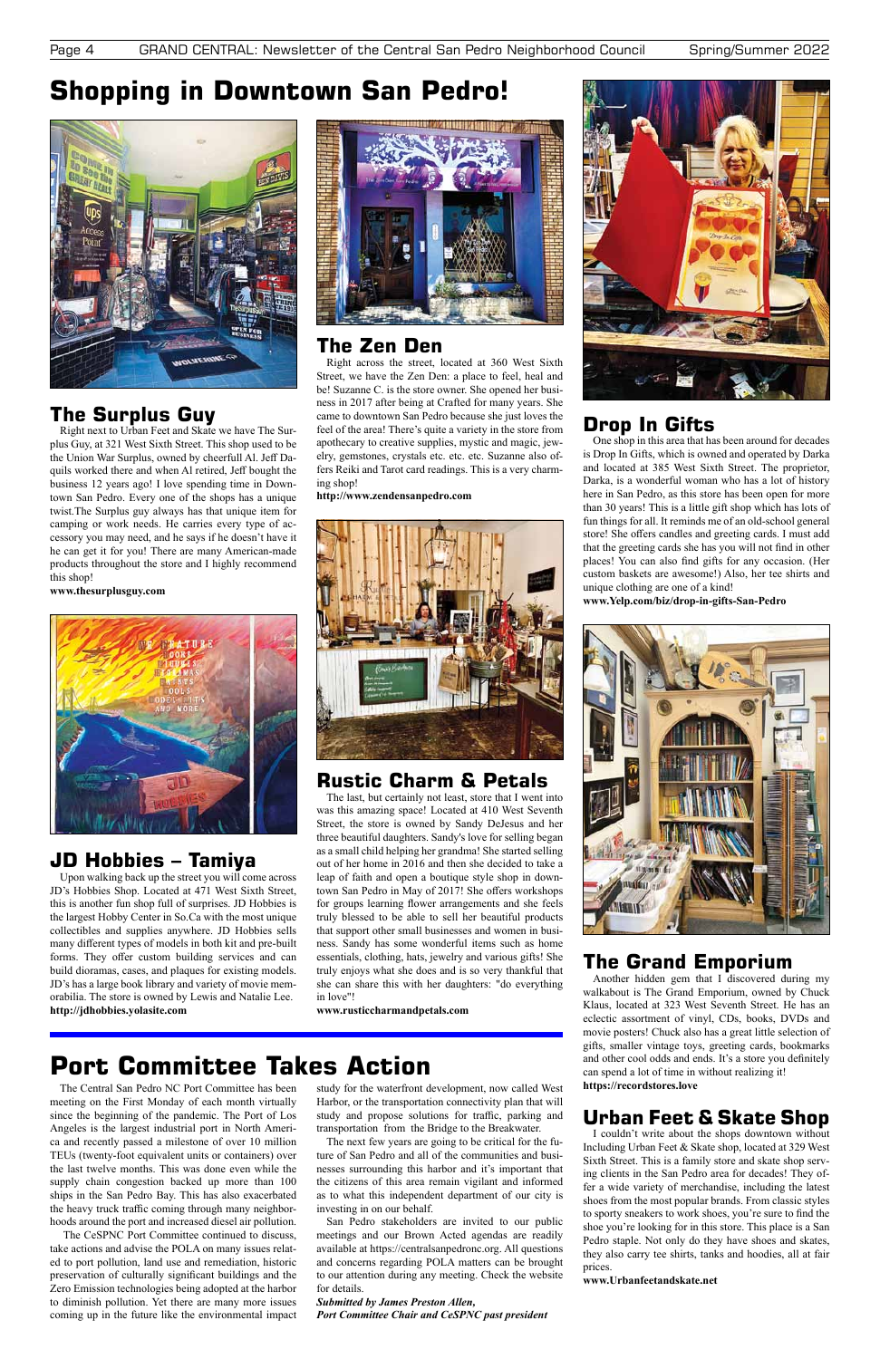# Shopping in Downtown San Pedro!

## The Surplus Guy

Right next to Urban Feet and Skate we have The Surplus Guy, at 321 West Sixth Street. This shop used to be the Union War Surplus, owned by cheerfull Al. Jeff Daquils worked there and when Al retired, Jeff bought the business 12 years ago! I love spending time in Downtown San Pedro. Every one of the shops has a unique twist.The Surplus guy always has that unique item for camping or work needs. He carries every type of accessory you may need, and he says if he doesn't have it he can get it for you! There are many American-made products throughout the store and I highly recommend this shop!

**www.thesurplusguy.com**

## JD Hobbies – Tamiya

Upon walking back up the street you will come across JD's Hobbies Shop. Located at 471 West Sixth Street, this is another fun shop full of surprises. JD Hobbies is the largest Hobby Center in So.Ca with the most unique collectibles and supplies anywhere. JD Hobbies sells many different types of models in both kit and pre-built forms. They offer custom building services and can build dioramas, cases, and plaques for existing models. JD's has a large book library and variety of movie memorabilia. The store is owned by Lewis and Natalie Lee.

**http://jdhobbies.yolasite.com**

## The Zen Den

Right across the street, located at 360 West Sixth Street, we have the Zen Den: a place to feel, heal and be! Suzanne C. is the store owner. She opened her business in 2017 after being at Crafted for many years. She came to downtown San Pedro because she just loves the feel of the area! There's quite a variety in the store from apothecary to creative supplies, mystic and magic, jewelry, gemstones, crystals etc. etc. etc. Suzanne also offers Reiki and Tarot card readings. This is a very charming shop!

**http://www.zendensanpedro.com**

## Rustic Charm & Petals

The last, but certainly not least, store that I went into was this amazing space! Located at 410 West Seventh Street, the store is owned by Sandy DeJesus and her three beautiful daughters. Sandy's love for selling began as a small child helping her grandma! She started selling out of her home in 2016 and then she decided to take a leap of faith and open a boutique style shop in downtown San Pedro in May of 2017! She offers workshops for groups learning flower arrangements and she feels truly blessed to be able to sell her beautiful products that support other small businesses and women in business. Sandy has some wonderful items such as home essentials, clothing, hats, jewelry and various gifts! She truly enjoys what she does and is so very thankful that she can share this with her daughters: "do everything in love"!

**www.rusticcharmandpetals.com**

## Drop In Gifts

One shop in this area that has been around for decades is Drop In Gifts, which is owned and operated by Darka and located at 385 West Sixth Street. The proprietor, Darka, is a wonderful woman who has a lot of history here in San Pedro, as this store has been open for more than 30 years! This is a little gift shop which has lots of fun things for all. It reminds me of an old-school general store! She offers candles and greeting cards. I must add that the greeting cards she has you will not find in other places! You can also find gifts for any occasion. (Her custom baskets are awesome!) Also, her tee shirts and unique clothing are one of a kind!

**www.Yelp.com/biz/drop-in-gifts-San-Pedro**

## The Grand Emporium

Another hidden gem that I discovered during my walkabout is The Grand Emporium, owned by Chuck Klaus, located at 323 West Seventh Street. He has an eclectic assortment of vinyl, CDs, books, DVDs and movie posters! Chuck also has a great little selection of gifts, smaller vintage toys, greeting cards, bookmarks and other cool odds and ends. It's a store you definitely can spend a lot of time in without realizing it!

**https://recordstores.love**

## Urban Feet & Skate Shop

I couldn't write about the shops downtown without Including Urban Feet & Skate shop, located at 329 West Sixth Street. This is a family store and skate shop serving clients in the San Pedro area for decades! They offer a wide variety of merchandise, including the latest shoes from the most popular brands. From classic styles to sporty sneakers to work shoes, you're sure to find the shoe you're looking for in this store. This place is a San Pedro staple. Not only do they have shoes and skates, they also carry tee shirts, tanks and hoodies, all at fair prices.

**www.Urbanfeetandskate.net**

# Port Committee Takes Action

The Central San Pedro NC Port Committee has been meeting on the First Monday of each month virtually since the beginning of the pandemic. The Port of Los Angeles is the largest industrial port in North America and recently passed a milestone of over 10 million TEUs (twenty-foot equivalent units or containers) over the last twelve months. This was done even while the supply chain congestion backed up more than 100 ships in the San Pedro Bay. This has also exacerbated the heavy truck traffic coming through many neighborhoods around the port and increased diesel air pollution.

The CeSPNC Port Committee continued to discuss, take actions and advise the POLA on many issues related to port pollution, land use and remediation, historic preservation of culturally significant buildings and the Zero Emission technologies being adopted at the harbor to diminish pollution. Yet there are many more issues coming up in the future like the environmental impact study for the waterfront development, now called West Harbor, or the transportation connectivity plan that will study and propose solutions for traffic, parking and transportation from the Bridge to the Breakwater.

The next few years are going to be critical for the future of San Pedro and all of the communities and businesses surrounding this harbor and it's important that the citizens of this area remain vigilant and informed as to what this independent department of our city is investing in on our behalf.

San Pedro stakeholders are invited to our public meetings and our Brown Acted agendas are readily available at https://centralsanpedronc.org. All questions and concerns regarding POLA matters can be brought to our attention during any meeting. Check the website for details.

***Submitted by James Preston Allen,***
***Port Committee Chair and CeSPNC past president***